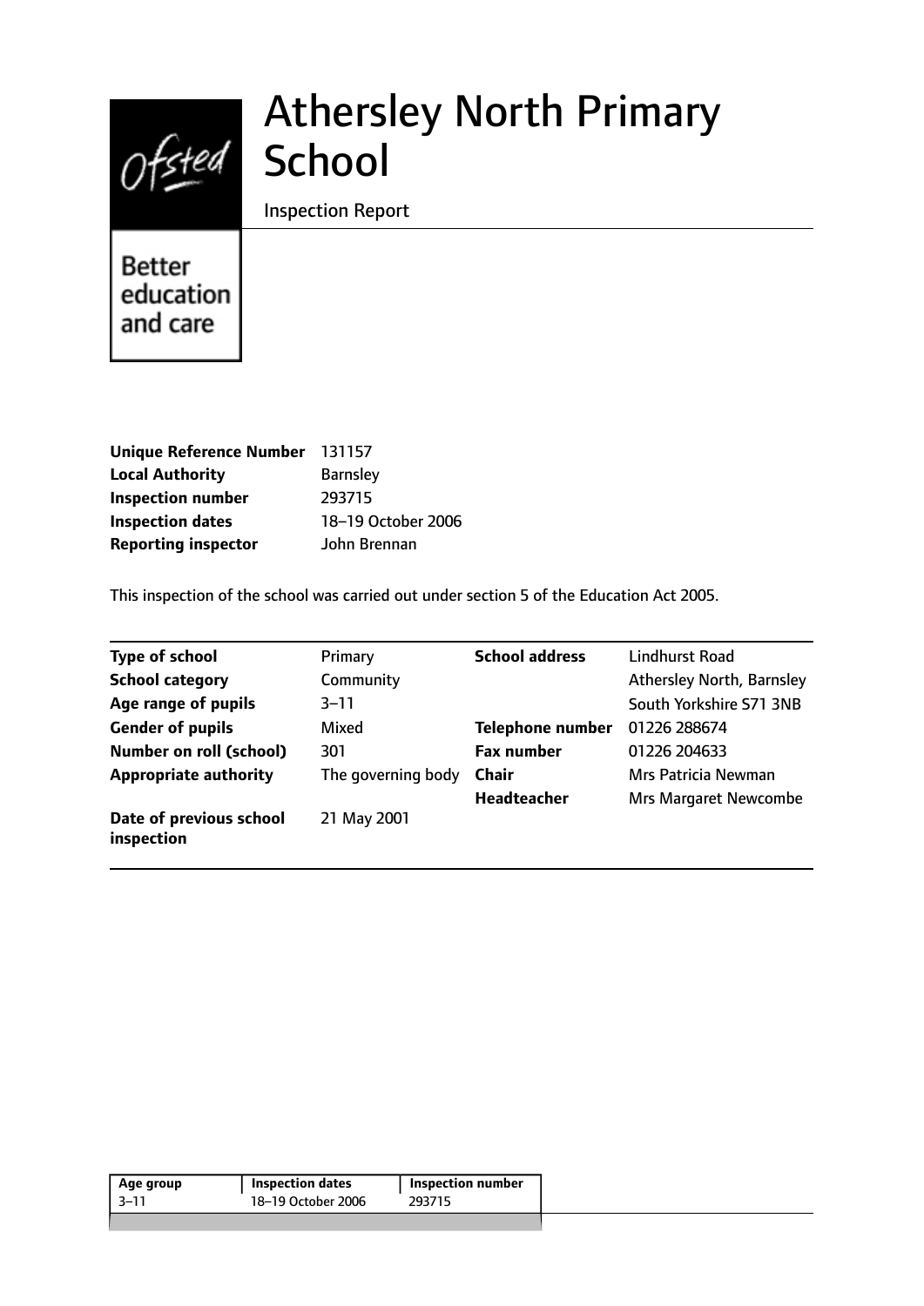# Athersley North Primary School

Inspection Report

Better education and care

| | |
|---|---|
| **Unique Reference Number** | 131157 |
| **Local Authority** | Barnsley |
| **Inspection number** | 293715 |
| **Inspection dates** | 18–19 October 2006 |
| **Reporting inspector** | John Brennan |

This inspection of the school was carried out under section 5 of the Education Act 2005.

| | | | |
|---|---|---|---|
| **Type of school** | Primary | **School address** | Lindhurst Road |
| **School category** | Community | | Athersley North, Barnsley |
| **Age range of pupils** | 3–11 | | South Yorkshire S71 3NB |
| **Gender of pupils** | Mixed | **Telephone number** | 01226 288674 |
| **Number on roll (school)** | 301 | **Fax number** | 01226 204633 |
| **Appropriate authority** | The governing body | **Chair** | Mrs Patricia Newman |
| | | **Headteacher** | Mrs Margaret Newcombe |
| **Date of previous school inspection** | 21 May 2001 | | |

| Age group | Inspection dates | Inspection number |
|---|---|---|
| 3–11 | 18–19 October 2006 | 293715 |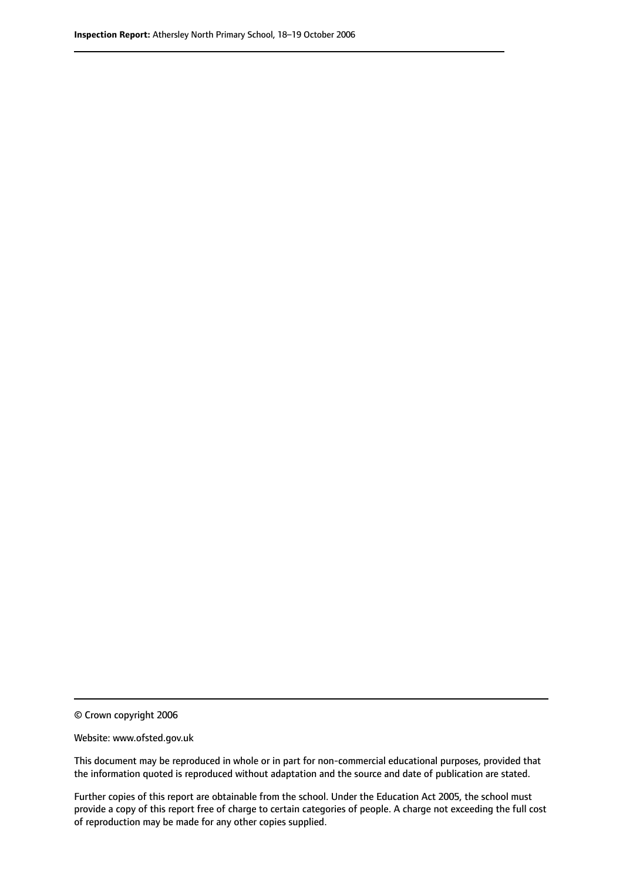© Crown copyright 2006

Website: www.ofsted.gov.uk

This document may be reproduced in whole or in part for non-commercial educational purposes, provided that the information quoted is reproduced without adaptation and the source and date of publication are stated.

Further copies of this report are obtainable from the school. Under the Education Act 2005, the school must provide a copy of this report free of charge to certain categories of people. A charge not exceeding the full cost of reproduction may be made for any other copies supplied.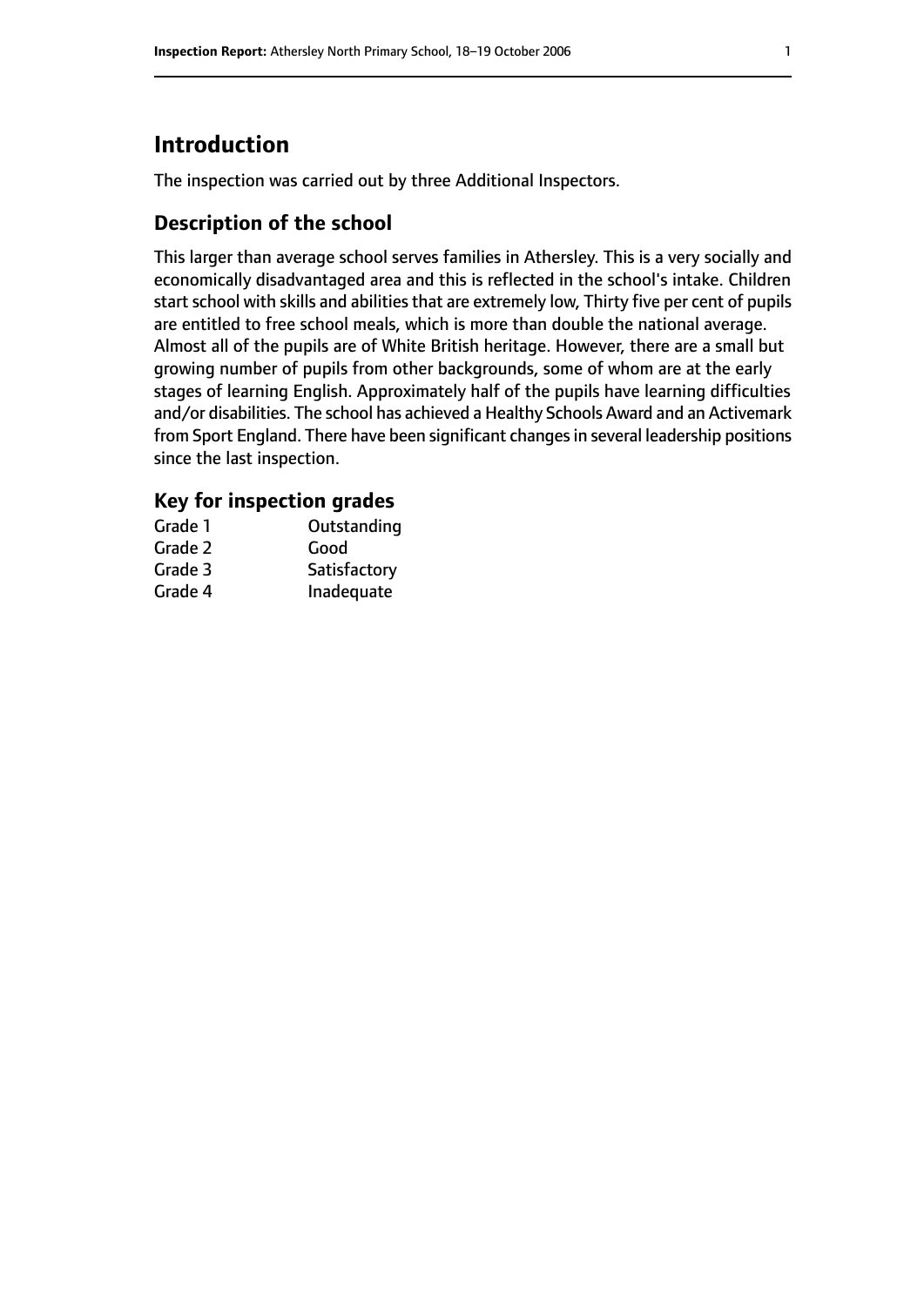# Introduction

The inspection was carried out by three Additional Inspectors.

## Description of the school

This larger than average school serves families in Athersley. This is a very socially and economically disadvantaged area and this is reflected in the school's intake. Children start school with skills and abilities that are extremely low, Thirty five per cent of pupils are entitled to free school meals, which is more than double the national average. Almost all of the pupils are of White British heritage. However, there are a small but growing number of pupils from other backgrounds, some of whom are at the early stages of learning English. Approximately half of the pupils have learning difficulties and/or disabilities. The school has achieved a Healthy Schools Award and an Activemark from Sport England. There have been significant changes in several leadership positions since the last inspection.

## Key for inspection grades

| | |
|---|---|
| Grade 1 | Outstanding |
| Grade 2 | Good |
| Grade 3 | Satisfactory |
| Grade 4 | Inadequate |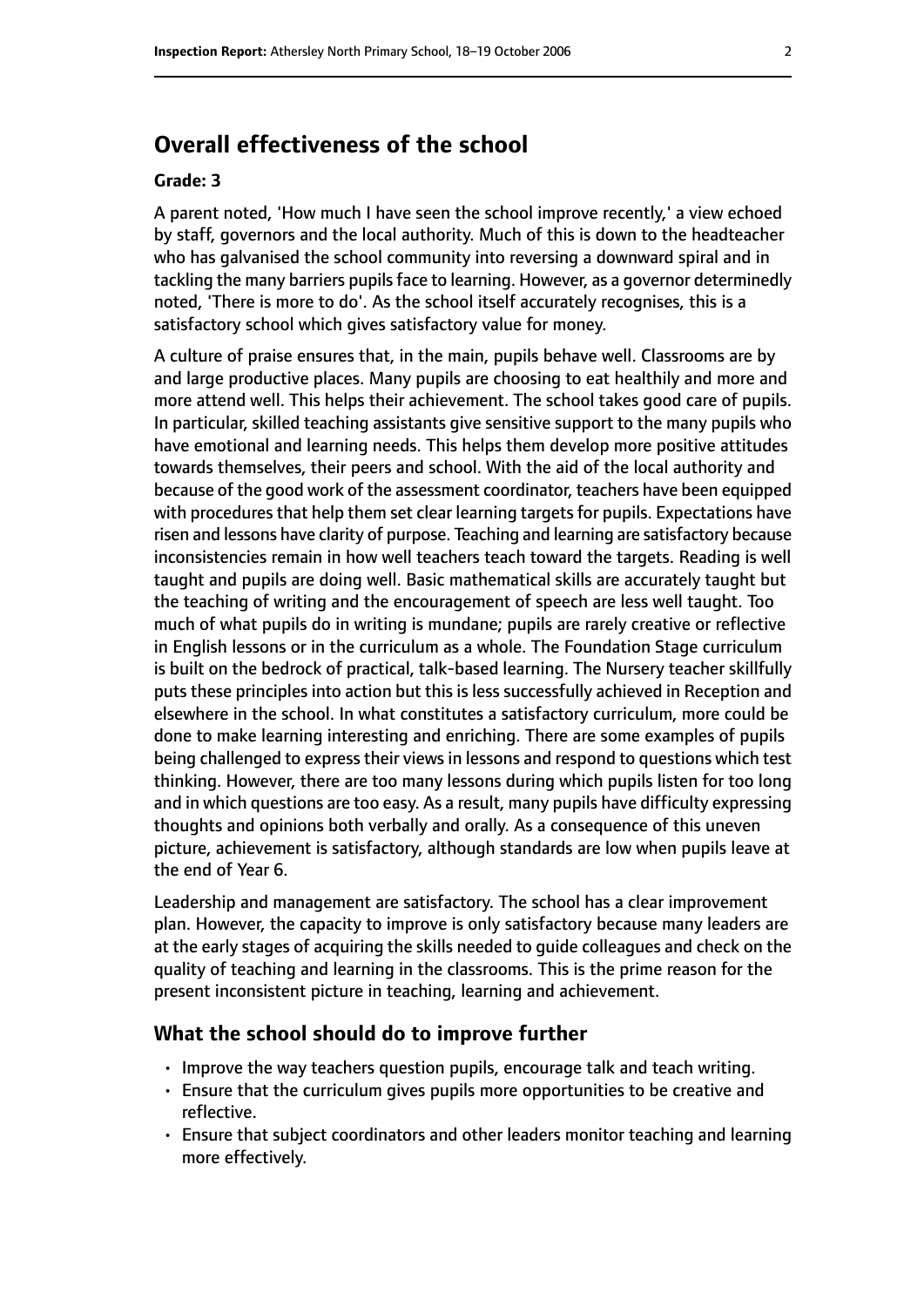## Overall effectiveness of the school

### Grade: 3

A parent noted, 'How much I have seen the school improve recently,' a view echoed by staff, governors and the local authority. Much of this is down to the headteacher who has galvanised the school community into reversing a downward spiral and in tackling the many barriers pupils face to learning. However, as a governor determinedly noted, 'There is more to do'. As the school itself accurately recognises, this is a satisfactory school which gives satisfactory value for money.

A culture of praise ensures that, in the main, pupils behave well. Classrooms are by and large productive places. Many pupils are choosing to eat healthily and more and more attend well. This helps their achievement. The school takes good care of pupils. In particular, skilled teaching assistants give sensitive support to the many pupils who have emotional and learning needs. This helps them develop more positive attitudes towards themselves, their peers and school. With the aid of the local authority and because of the good work of the assessment coordinator, teachers have been equipped with procedures that help them set clear learning targets for pupils. Expectations have risen and lessons have clarity of purpose. Teaching and learning are satisfactory because inconsistencies remain in how well teachers teach toward the targets. Reading is well taught and pupils are doing well. Basic mathematical skills are accurately taught but the teaching of writing and the encouragement of speech are less well taught. Too much of what pupils do in writing is mundane; pupils are rarely creative or reflective in English lessons or in the curriculum as a whole. The Foundation Stage curriculum is built on the bedrock of practical, talk-based learning. The Nursery teacher skillfully puts these principles into action but this is less successfully achieved in Reception and elsewhere in the school. In what constitutes a satisfactory curriculum, more could be done to make learning interesting and enriching. There are some examples of pupils being challenged to express their views in lessons and respond to questions which test thinking. However, there are too many lessons during which pupils listen for too long and in which questions are too easy. As a result, many pupils have difficulty expressing thoughts and opinions both verbally and orally. As a consequence of this uneven picture, achievement is satisfactory, although standards are low when pupils leave at the end of Year 6.

Leadership and management are satisfactory. The school has a clear improvement plan. However, the capacity to improve is only satisfactory because many leaders are at the early stages of acquiring the skills needed to guide colleagues and check on the quality of teaching and learning in the classrooms. This is the prime reason for the present inconsistent picture in teaching, learning and achievement.

### What the school should do to improve further

- Improve the way teachers question pupils, encourage talk and teach writing.
- Ensure that the curriculum gives pupils more opportunities to be creative and reflective.
- Ensure that subject coordinators and other leaders monitor teaching and learning more effectively.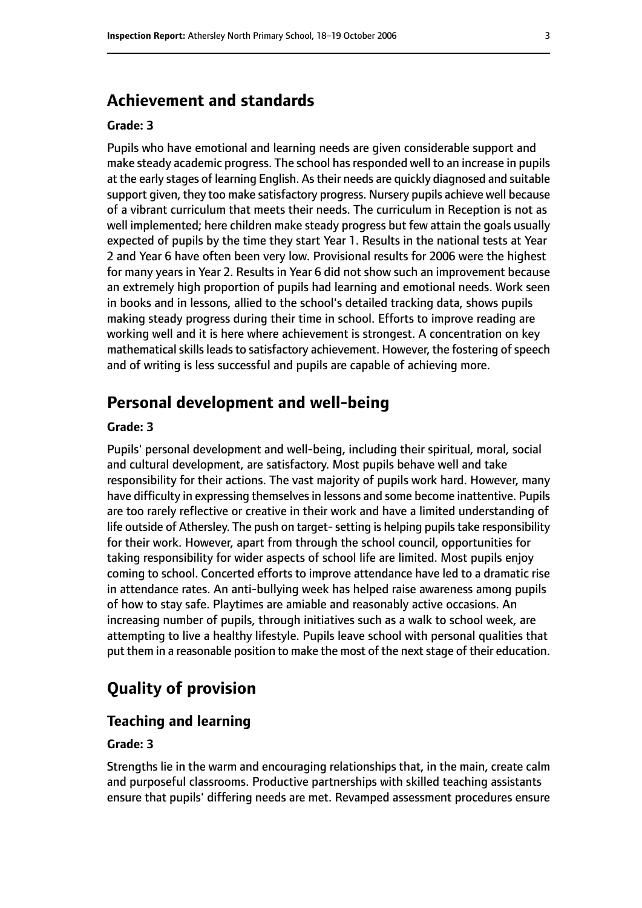## Achievement and standards

**Grade: 3**

Pupils who have emotional and learning needs are given considerable support and make steady academic progress. The school has responded well to an increase in pupils at the early stages of learning English. As their needs are quickly diagnosed and suitable support given, they too make satisfactory progress. Nursery pupils achieve well because of a vibrant curriculum that meets their needs. The curriculum in Reception is not as well implemented; here children make steady progress but few attain the goals usually expected of pupils by the time they start Year 1. Results in the national tests at Year 2 and Year 6 have often been very low. Provisional results for 2006 were the highest for many years in Year 2. Results in Year 6 did not show such an improvement because an extremely high proportion of pupils had learning and emotional needs. Work seen in books and in lessons, allied to the school's detailed tracking data, shows pupils making steady progress during their time in school. Efforts to improve reading are working well and it is here where achievement is strongest. A concentration on key mathematical skills leads to satisfactory achievement. However, the fostering of speech and of writing is less successful and pupils are capable of achieving more.

## Personal development and well-being

**Grade: 3**

Pupils' personal development and well-being, including their spiritual, moral, social and cultural development, are satisfactory. Most pupils behave well and take responsibility for their actions. The vast majority of pupils work hard. However, many have difficulty in expressing themselves in lessons and some become inattentive. Pupils are too rarely reflective or creative in their work and have a limited understanding of life outside of Athersley. The push on target- setting is helping pupils take responsibility for their work. However, apart from through the school council, opportunities for taking responsibility for wider aspects of school life are limited. Most pupils enjoy coming to school. Concerted efforts to improve attendance have led to a dramatic rise in attendance rates. An anti-bullying week has helped raise awareness among pupils of how to stay safe. Playtimes are amiable and reasonably active occasions. An increasing number of pupils, through initiatives such as a walk to school week, are attempting to live a healthy lifestyle. Pupils leave school with personal qualities that put them in a reasonable position to make the most of the next stage of their education.

## Quality of provision

### Teaching and learning

**Grade: 3**

Strengths lie in the warm and encouraging relationships that, in the main, create calm and purposeful classrooms. Productive partnerships with skilled teaching assistants ensure that pupils' differing needs are met. Revamped assessment procedures ensure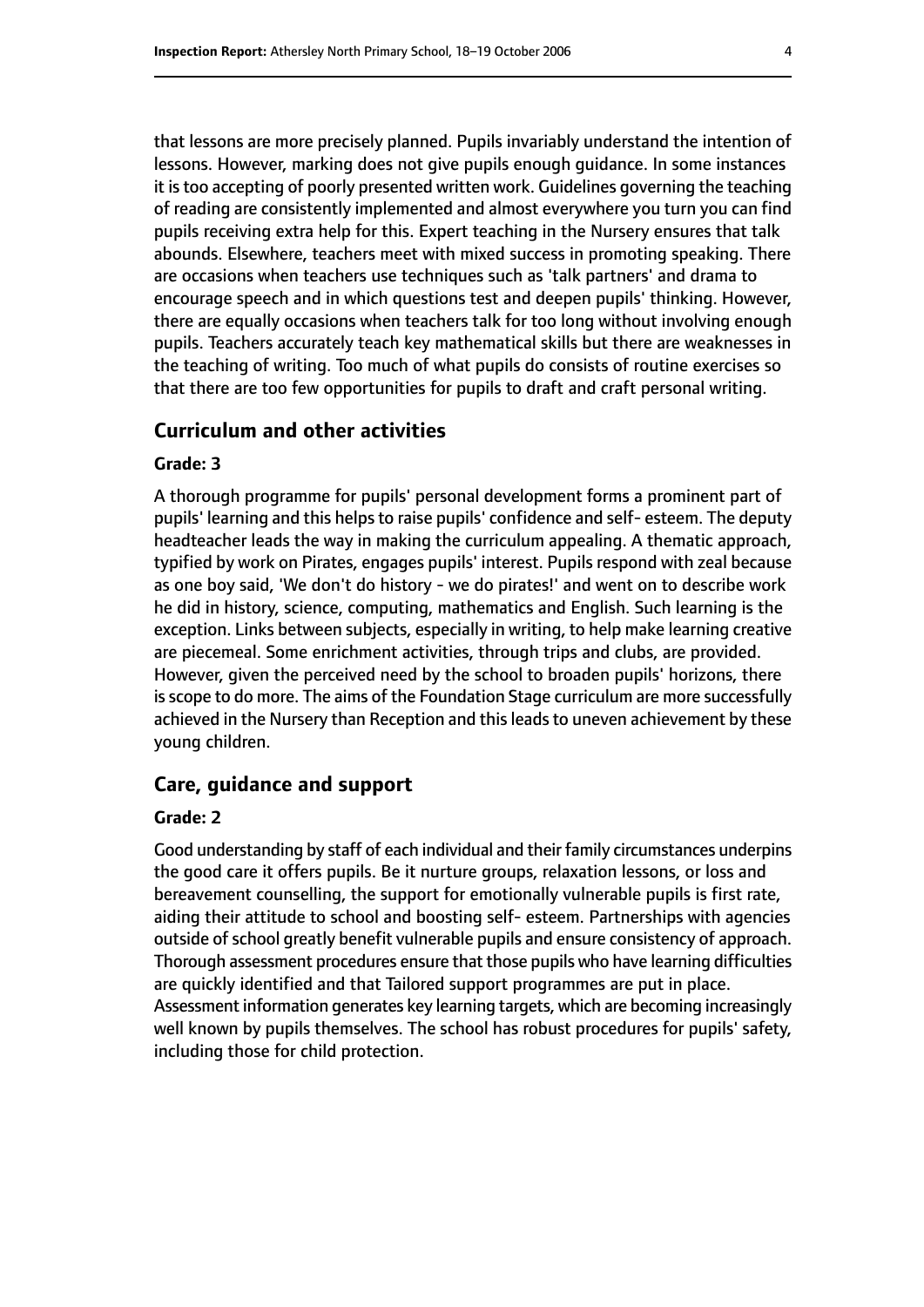that lessons are more precisely planned. Pupils invariably understand the intention of lessons. However, marking does not give pupils enough guidance. In some instances it is too accepting of poorly presented written work. Guidelines governing the teaching of reading are consistently implemented and almost everywhere you turn you can find pupils receiving extra help for this. Expert teaching in the Nursery ensures that talk abounds. Elsewhere, teachers meet with mixed success in promoting speaking. There are occasions when teachers use techniques such as 'talk partners' and drama to encourage speech and in which questions test and deepen pupils' thinking. However, there are equally occasions when teachers talk for too long without involving enough pupils. Teachers accurately teach key mathematical skills but there are weaknesses in the teaching of writing. Too much of what pupils do consists of routine exercises so that there are too few opportunities for pupils to draft and craft personal writing.

## Curriculum and other activities

### Grade: 3

A thorough programme for pupils' personal development forms a prominent part of pupils' learning and this helps to raise pupils' confidence and self- esteem. The deputy headteacher leads the way in making the curriculum appealing. A thematic approach, typified by work on Pirates, engages pupils' interest. Pupils respond with zeal because as one boy said, 'We don't do history - we do pirates!' and went on to describe work he did in history, science, computing, mathematics and English. Such learning is the exception. Links between subjects, especially in writing, to help make learning creative are piecemeal. Some enrichment activities, through trips and clubs, are provided. However, given the perceived need by the school to broaden pupils' horizons, there is scope to do more. The aims of the Foundation Stage curriculum are more successfully achieved in the Nursery than Reception and this leads to uneven achievement by these young children.

## Care, guidance and support

### Grade: 2

Good understanding by staff of each individual and their family circumstances underpins the good care it offers pupils. Be it nurture groups, relaxation lessons, or loss and bereavement counselling, the support for emotionally vulnerable pupils is first rate, aiding their attitude to school and boosting self- esteem. Partnerships with agencies outside of school greatly benefit vulnerable pupils and ensure consistency of approach. Thorough assessment procedures ensure that those pupils who have learning difficulties are quickly identified and that Tailored support programmes are put in place. Assessment information generates key learning targets, which are becoming increasingly well known by pupils themselves. The school has robust procedures for pupils' safety, including those for child protection.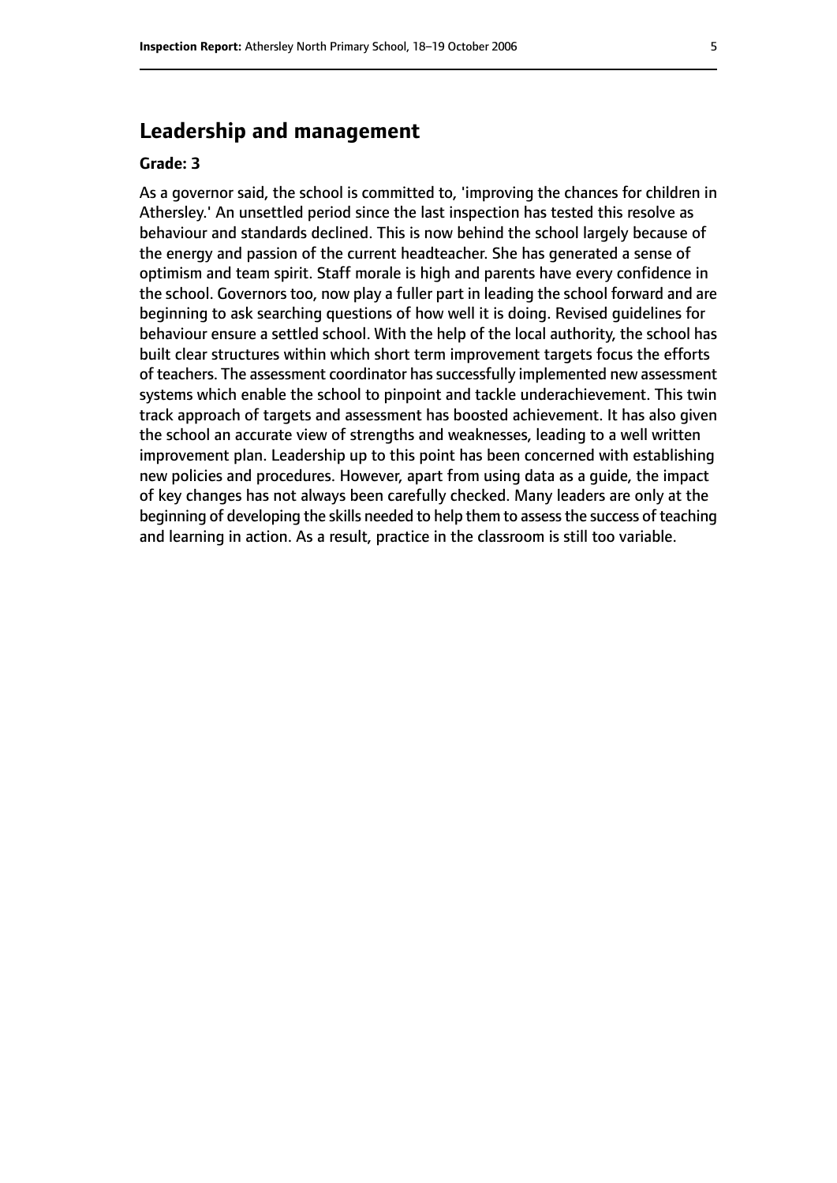## Leadership and management

**Grade: 3**

As a governor said, the school is committed to, 'improving the chances for children in Athersley.' An unsettled period since the last inspection has tested this resolve as behaviour and standards declined. This is now behind the school largely because of the energy and passion of the current headteacher. She has generated a sense of optimism and team spirit. Staff morale is high and parents have every confidence in the school. Governors too, now play a fuller part in leading the school forward and are beginning to ask searching questions of how well it is doing. Revised guidelines for behaviour ensure a settled school. With the help of the local authority, the school has built clear structures within which short term improvement targets focus the efforts of teachers. The assessment coordinator has successfully implemented new assessment systems which enable the school to pinpoint and tackle underachievement. This twin track approach of targets and assessment has boosted achievement. It has also given the school an accurate view of strengths and weaknesses, leading to a well written improvement plan. Leadership up to this point has been concerned with establishing new policies and procedures. However, apart from using data as a guide, the impact of key changes has not always been carefully checked. Many leaders are only at the beginning of developing the skills needed to help them to assess the success of teaching and learning in action. As a result, practice in the classroom is still too variable.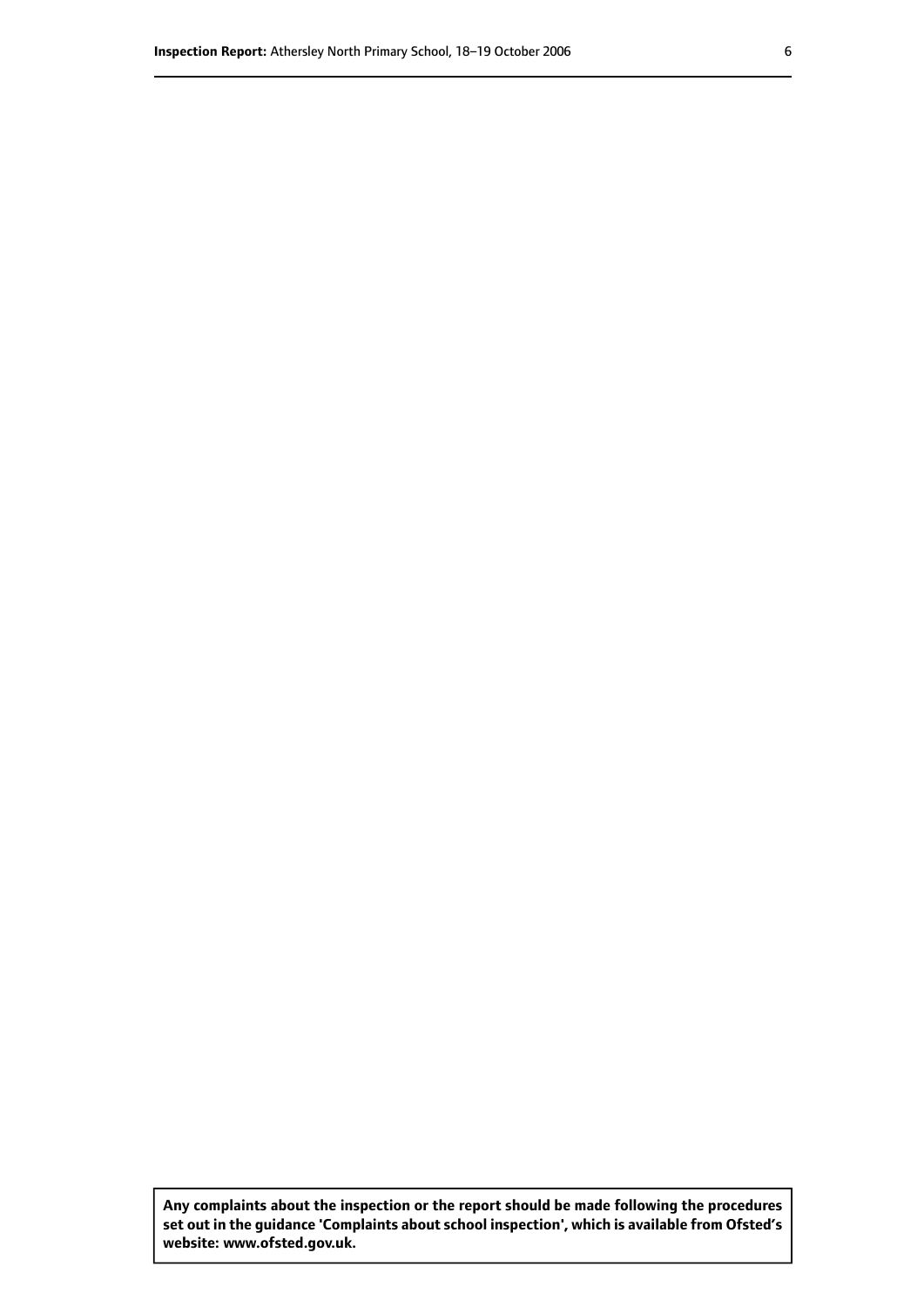**Any complaints about the inspection or the report should be made following the procedures set out in the guidance 'Complaints about school inspection', which is available from Ofsted's website: www.ofsted.gov.uk.**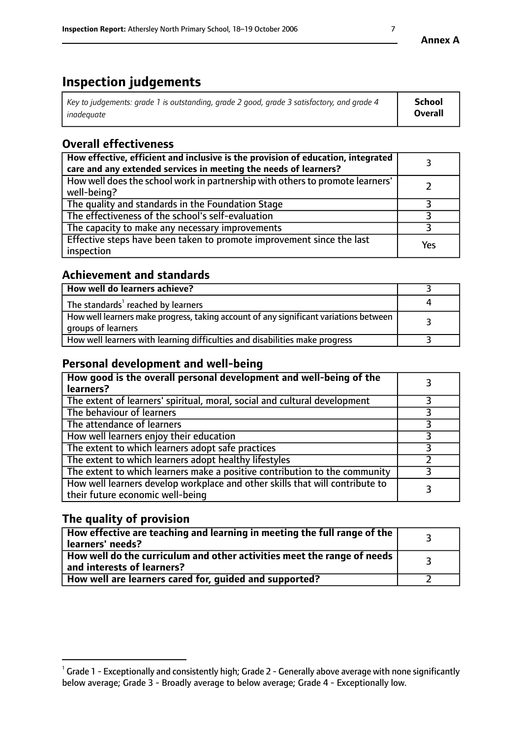**Annex A**

# Inspection judgements

| *Key to judgements: grade 1 is outstanding, grade 2 good, grade 3 satisfactory, and grade 4 inadequate* | **School Overall** |
|---|---|

## Overall effectiveness

| | |
|---|---|
| **How effective, efficient and inclusive is the provision of education, integrated care and any extended services in meeting the needs of learners?** | 3 |
| How well does the school work in partnership with others to promote learners' well-being? | 2 |
| The quality and standards in the Foundation Stage | 3 |
| The effectiveness of the school's self-evaluation | 3 |
| The capacity to make any necessary improvements | 3 |
| Effective steps have been taken to promote improvement since the last inspection | Yes |

## Achievement and standards

| | |
|---|---|
| **How well do learners achieve?** | 3 |
| The standards[1] reached by learners | 4 |
| How well learners make progress, taking account of any significant variations between groups of learners | 3 |
| How well learners with learning difficulties and disabilities make progress | 3 |

## Personal development and well-being

| | |
|---|---|
| **How good is the overall personal development and well-being of the learners?** | 3 |
| The extent of learners' spiritual, moral, social and cultural development | 3 |
| The behaviour of learners | 3 |
| The attendance of learners | 3 |
| How well learners enjoy their education | 3 |
| The extent to which learners adopt safe practices | 3 |
| The extent to which learners adopt healthy lifestyles | 2 |
| The extent to which learners make a positive contribution to the community | 3 |
| How well learners develop workplace and other skills that will contribute to their future economic well-being | 3 |

## The quality of provision

| | |
|---|---|
| **How effective are teaching and learning in meeting the full range of the learners' needs?** | 3 |
| **How well do the curriculum and other activities meet the range of needs and interests of learners?** | 3 |
| **How well are learners cared for, guided and supported?** | 2 |

[1] Grade 1 - Exceptionally and consistently high; Grade 2 - Generally above average with none significantly below average; Grade 3 - Broadly average to below average; Grade 4 - Exceptionally low.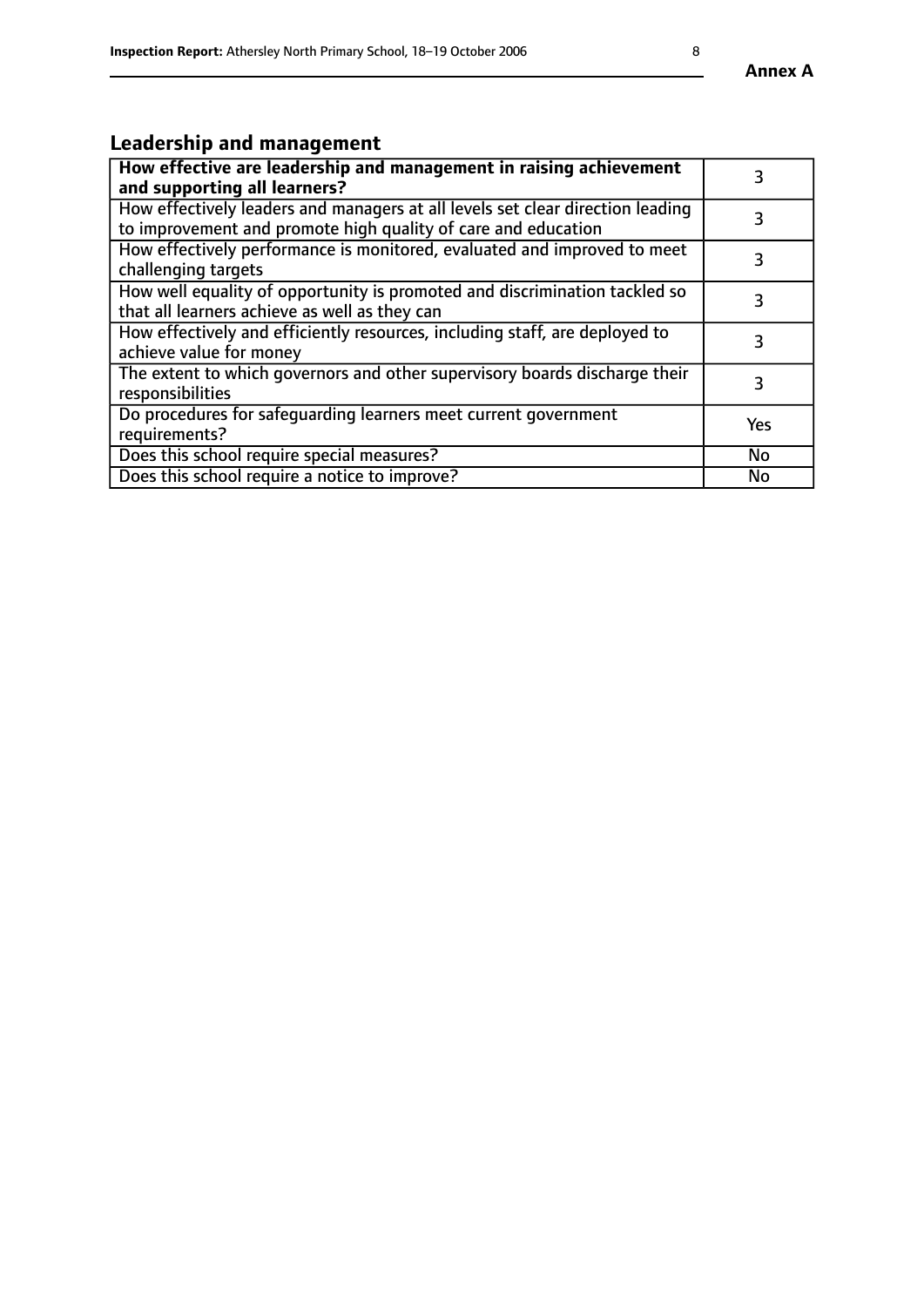## Leadership and management

| **How effective are leadership and management in raising achievement and supporting all learners?** | 3 |
|---|---|
| How effectively leaders and managers at all levels set clear direction leading to improvement and promote high quality of care and education | 3 |
| How effectively performance is monitored, evaluated and improved to meet challenging targets | 3 |
| How well equality of opportunity is promoted and discrimination tackled so that all learners achieve as well as they can | 3 |
| How effectively and efficiently resources, including staff, are deployed to achieve value for money | 3 |
| The extent to which governors and other supervisory boards discharge their responsibilities | 3 |
| Do procedures for safeguarding learners meet current government requirements? | Yes |
| Does this school require special measures? | No |
| Does this school require a notice to improve? | No |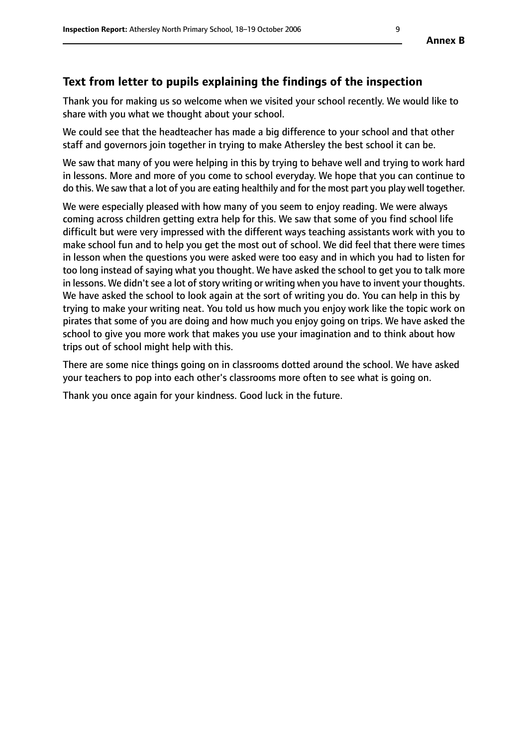## Text from letter to pupils explaining the findings of the inspection

Thank you for making us so welcome when we visited your school recently. We would like to share with you what we thought about your school.

We could see that the headteacher has made a big difference to your school and that other staff and governors join together in trying to make Athersley the best school it can be.

We saw that many of you were helping in this by trying to behave well and trying to work hard in lessons. More and more of you come to school everyday. We hope that you can continue to do this. We saw that a lot of you are eating healthily and for the most part you play well together.

We were especially pleased with how many of you seem to enjoy reading. We were always coming across children getting extra help for this. We saw that some of you find school life difficult but were very impressed with the different ways teaching assistants work with you to make school fun and to help you get the most out of school. We did feel that there were times in lesson when the questions you were asked were too easy and in which you had to listen for too long instead of saying what you thought. We have asked the school to get you to talk more in lessons. We didn't see a lot of story writing or writing when you have to invent your thoughts. We have asked the school to look again at the sort of writing you do. You can help in this by trying to make your writing neat. You told us how much you enjoy work like the topic work on pirates that some of you are doing and how much you enjoy going on trips. We have asked the school to give you more work that makes you use your imagination and to think about how trips out of school might help with this.

There are some nice things going on in classrooms dotted around the school. We have asked your teachers to pop into each other's classrooms more often to see what is going on.

Thank you once again for your kindness. Good luck in the future.